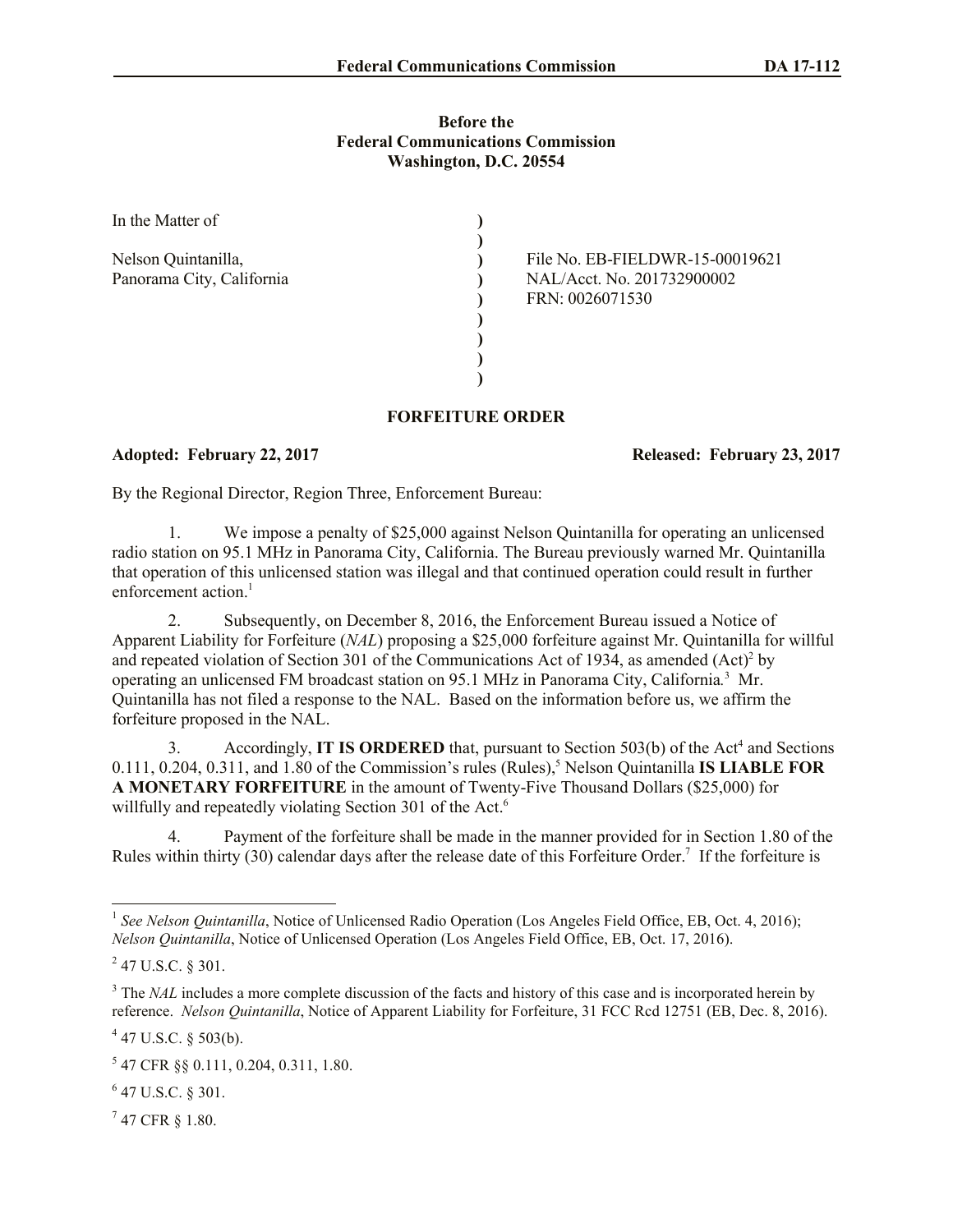**Before the**
**Federal Communications Commission**
**Washington, D.C. 20554**

| | | |
|---|---|---|
| In the Matter of | ) | |
| | ) | |
| Nelson Quintanilla, | ) | File No. EB-FIELDWR-15-00019621 |
| Panorama City, California | ) | NAL/Acct. No. 201732900002 |
| | ) | FRN: 0026071530 |
| | ) | |
| | ) | |
| | ) | |
| | ) | |

## FORFEITURE ORDER

**Adopted: February 22, 2017** **Released: February 23, 2017**

By the Regional Director, Region Three, Enforcement Bureau:

1. We impose a penalty of $25,000 against Nelson Quintanilla for operating an unlicensed radio station on 95.1 MHz in Panorama City, California. The Bureau previously warned Mr. Quintanilla that operation of this unlicensed station was illegal and that continued operation could result in further enforcement action.[1]

2. Subsequently, on December 8, 2016, the Enforcement Bureau issued a Notice of Apparent Liability for Forfeiture (*NAL*) proposing a $25,000 forfeiture against Mr. Quintanilla for willful and repeated violation of Section 301 of the Communications Act of 1934, as amended (Act)[2] by operating an unlicensed FM broadcast station on 95.1 MHz in Panorama City, California.[3] Mr. Quintanilla has not filed a response to the NAL. Based on the information before us, we affirm the forfeiture proposed in the NAL.

3. Accordingly, **IT IS ORDERED** that, pursuant to Section 503(b) of the Act[4] and Sections 0.111, 0.204, 0.311, and 1.80 of the Commission's rules (Rules),[5] Nelson Quintanilla **IS LIABLE FOR A MONETARY FORFEITURE** in the amount of Twenty-Five Thousand Dollars ($25,000) for willfully and repeatedly violating Section 301 of the Act.[6]

4. Payment of the forfeiture shall be made in the manner provided for in Section 1.80 of the Rules within thirty (30) calendar days after the release date of this Forfeiture Order.[7] If the forfeiture is

---

[1] *See Nelson Quintanilla*, Notice of Unlicensed Radio Operation (Los Angeles Field Office, EB, Oct. 4, 2016); *Nelson Quintanilla*, Notice of Unlicensed Operation (Los Angeles Field Office, EB, Oct. 17, 2016).

[2] 47 U.S.C. § 301.

[3] The *NAL* includes a more complete discussion of the facts and history of this case and is incorporated herein by reference. *Nelson Quintanilla*, Notice of Apparent Liability for Forfeiture, 31 FCC Rcd 12751 (EB, Dec. 8, 2016).

[4] 47 U.S.C. § 503(b).

[5] 47 CFR §§ 0.111, 0.204, 0.311, 1.80.

[6] 47 U.S.C. § 301.

[7] 47 CFR § 1.80.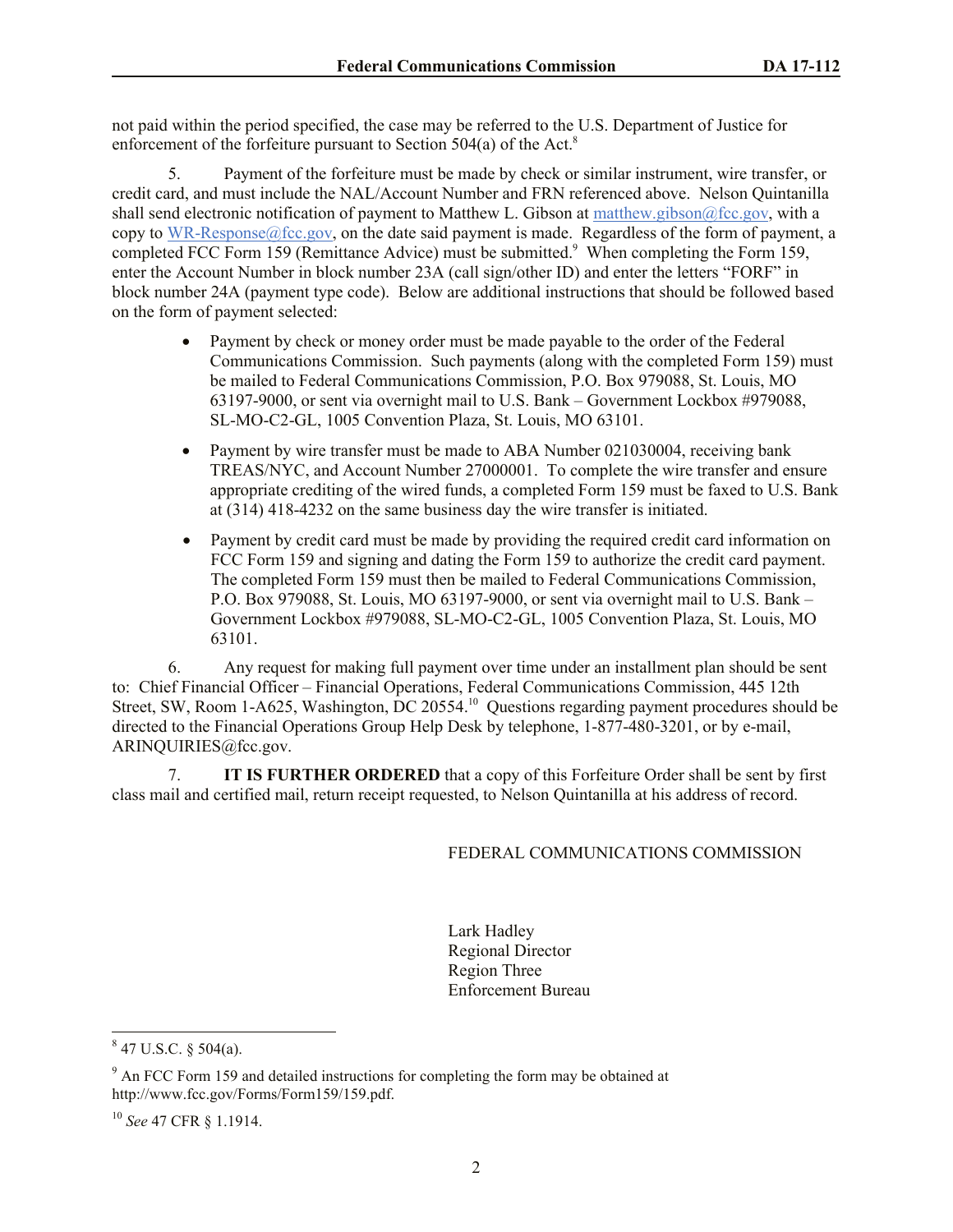not paid within the period specified, the case may be referred to the U.S. Department of Justice for enforcement of the forfeiture pursuant to Section 504(a) of the Act.[8]

5. Payment of the forfeiture must be made by check or similar instrument, wire transfer, or credit card, and must include the NAL/Account Number and FRN referenced above. Nelson Quintanilla shall send electronic notification of payment to Matthew L. Gibson at matthew.gibson@fcc.gov, with a copy to WR-Response@fcc.gov, on the date said payment is made. Regardless of the form of payment, a completed FCC Form 159 (Remittance Advice) must be submitted.[9] When completing the Form 159, enter the Account Number in block number 23A (call sign/other ID) and enter the letters "FORF" in block number 24A (payment type code). Below are additional instructions that should be followed based on the form of payment selected:

- Payment by check or money order must be made payable to the order of the Federal Communications Commission. Such payments (along with the completed Form 159) must be mailed to Federal Communications Commission, P.O. Box 979088, St. Louis, MO 63197-9000, or sent via overnight mail to U.S. Bank – Government Lockbox #979088, SL-MO-C2-GL, 1005 Convention Plaza, St. Louis, MO 63101.
- Payment by wire transfer must be made to ABA Number 021030004, receiving bank TREAS/NYC, and Account Number 27000001. To complete the wire transfer and ensure appropriate crediting of the wired funds, a completed Form 159 must be faxed to U.S. Bank at (314) 418-4232 on the same business day the wire transfer is initiated.
- Payment by credit card must be made by providing the required credit card information on FCC Form 159 and signing and dating the Form 159 to authorize the credit card payment. The completed Form 159 must then be mailed to Federal Communications Commission, P.O. Box 979088, St. Louis, MO 63197-9000, or sent via overnight mail to U.S. Bank – Government Lockbox #979088, SL-MO-C2-GL, 1005 Convention Plaza, St. Louis, MO 63101.

6. Any request for making full payment over time under an installment plan should be sent to: Chief Financial Officer – Financial Operations, Federal Communications Commission, 445 12th Street, SW, Room 1-A625, Washington, DC 20554.[10] Questions regarding payment procedures should be directed to the Financial Operations Group Help Desk by telephone, 1-877-480-3201, or by e-mail, ARINQUIRIES@fcc.gov.

7. **IT IS FURTHER ORDERED** that a copy of this Forfeiture Order shall be sent by first class mail and certified mail, return receipt requested, to Nelson Quintanilla at his address of record.

FEDERAL COMMUNICATIONS COMMISSION

Lark Hadley
Regional Director
Region Three
Enforcement Bureau

---

[8] 47 U.S.C. § 504(a).

[9] An FCC Form 159 and detailed instructions for completing the form may be obtained at http://www.fcc.gov/Forms/Form159/159.pdf.

[10] *See* 47 CFR § 1.1914.